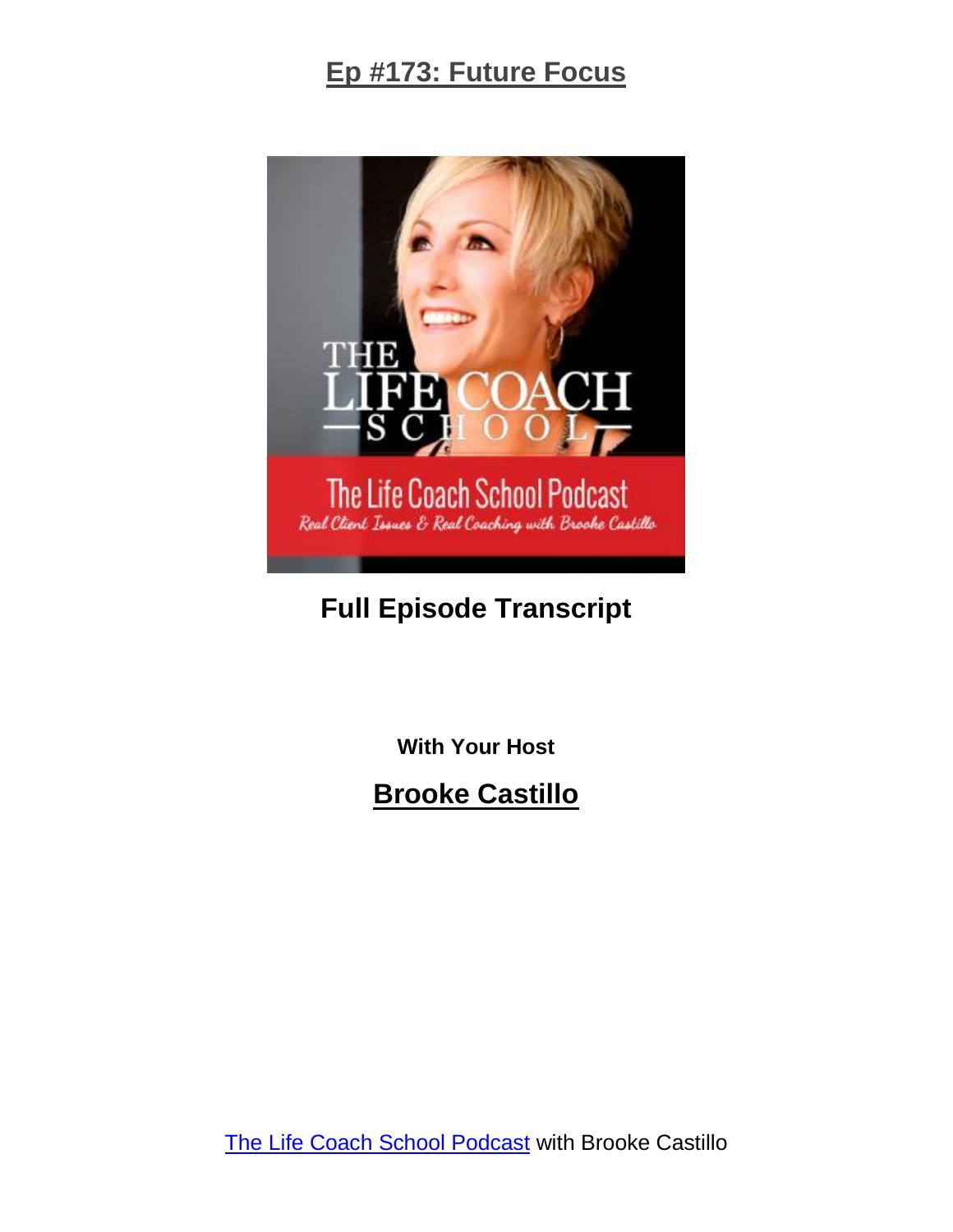# Ep #173: Future Focus

## Full Episode Transcript

**With Your Host**

## Brooke Castillo

[The Life Coach School Podcast](The Life Coach School Podcast) with Brooke Castillo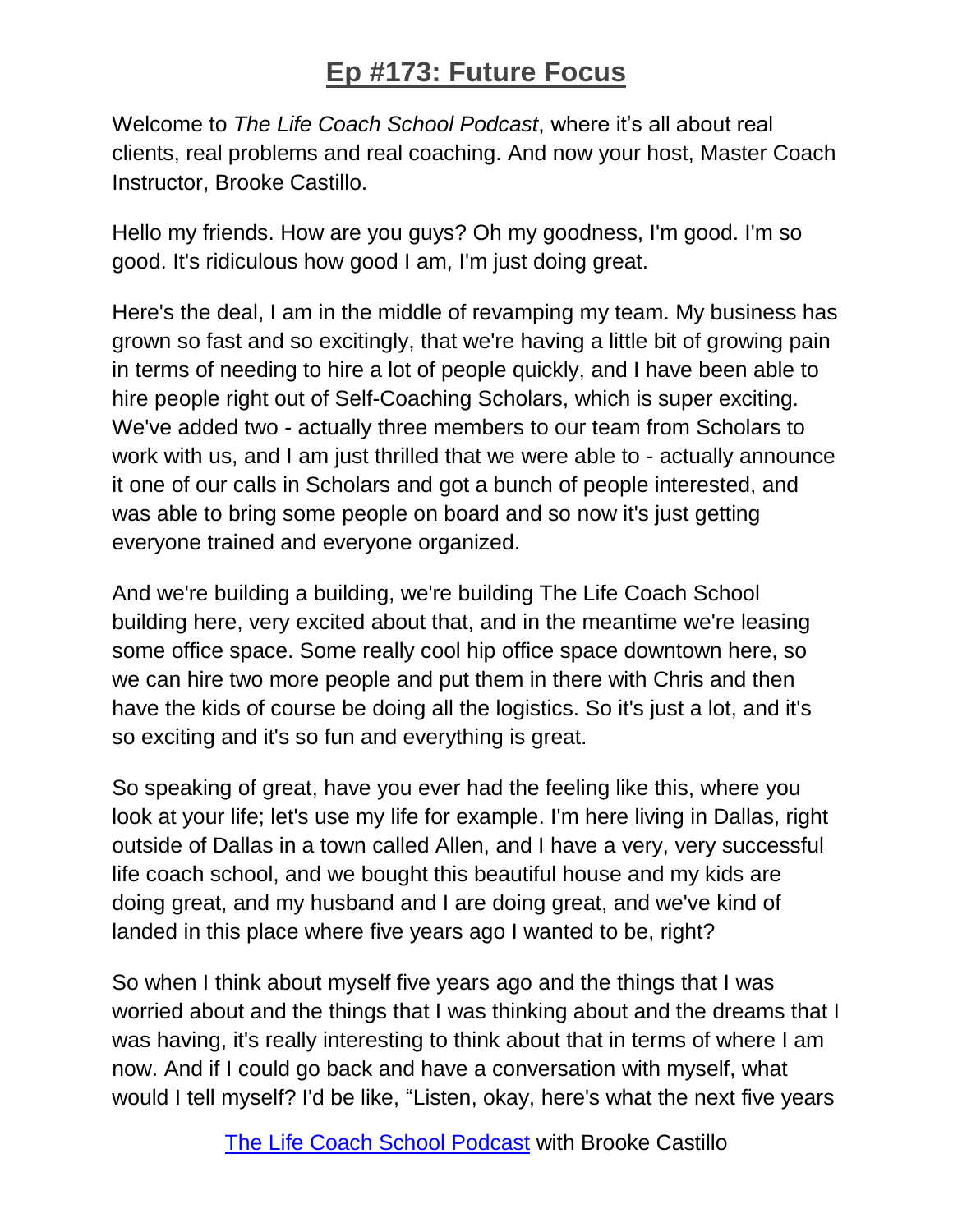# Ep #173: Future Focus

Welcome to *The Life Coach School Podcast*, where it's all about real clients, real problems and real coaching. And now your host, Master Coach Instructor, Brooke Castillo.

Hello my friends. How are you guys? Oh my goodness, I'm good. I'm so good. It's ridiculous how good I am, I'm just doing great.

Here's the deal, I am in the middle of revamping my team. My business has grown so fast and so excitingly, that we're having a little bit of growing pain in terms of needing to hire a lot of people quickly, and I have been able to hire people right out of Self-Coaching Scholars, which is super exciting. We've added two - actually three members to our team from Scholars to work with us, and I am just thrilled that we were able to - actually announce it one of our calls in Scholars and got a bunch of people interested, and was able to bring some people on board and so now it's just getting everyone trained and everyone organized.

And we're building a building, we're building The Life Coach School building here, very excited about that, and in the meantime we're leasing some office space. Some really cool hip office space downtown here, so we can hire two more people and put them in there with Chris and then have the kids of course be doing all the logistics. So it's just a lot, and it's so exciting and it's so fun and everything is great.

So speaking of great, have you ever had the feeling like this, where you look at your life; let's use my life for example. I'm here living in Dallas, right outside of Dallas in a town called Allen, and I have a very, very successful life coach school, and we bought this beautiful house and my kids are doing great, and my husband and I are doing great, and we've kind of landed in this place where five years ago I wanted to be, right?

So when I think about myself five years ago and the things that I was worried about and the things that I was thinking about and the dreams that I was having, it's really interesting to think about that in terms of where I am now. And if I could go back and have a conversation with myself, what would I tell myself? I'd be like, "Listen, okay, here's what the next five years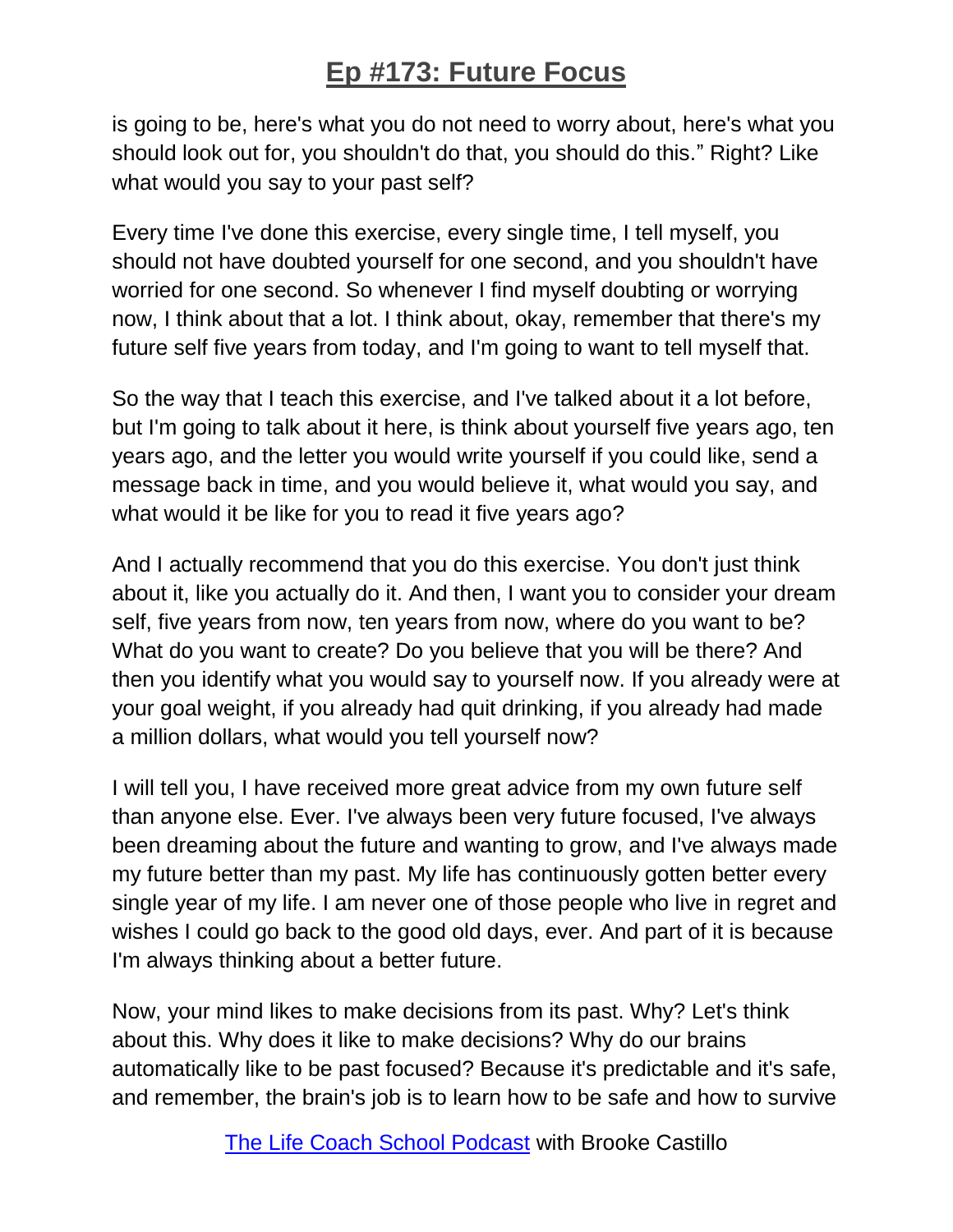is going to be, here's what you do not need to worry about, here's what you should look out for, you shouldn't do that, you should do this." Right? Like what would you say to your past self?

Every time I've done this exercise, every single time, I tell myself, you should not have doubted yourself for one second, and you shouldn't have worried for one second. So whenever I find myself doubting or worrying now, I think about that a lot. I think about, okay, remember that there's my future self five years from today, and I'm going to want to tell myself that.

So the way that I teach this exercise, and I've talked about it a lot before, but I'm going to talk about it here, is think about yourself five years ago, ten years ago, and the letter you would write yourself if you could like, send a message back in time, and you would believe it, what would you say, and what would it be like for you to read it five years ago?

And I actually recommend that you do this exercise. You don't just think about it, like you actually do it. And then, I want you to consider your dream self, five years from now, ten years from now, where do you want to be? What do you want to create? Do you believe that you will be there? And then you identify what you would say to yourself now. If you already were at your goal weight, if you already had quit drinking, if you already had made a million dollars, what would you tell yourself now?

I will tell you, I have received more great advice from my own future self than anyone else. Ever. I've always been very future focused, I've always been dreaming about the future and wanting to grow, and I've always made my future better than my past. My life has continuously gotten better every single year of my life. I am never one of those people who live in regret and wishes I could go back to the good old days, ever. And part of it is because I'm always thinking about a better future.

Now, your mind likes to make decisions from its past. Why? Let's think about this. Why does it like to make decisions? Why do our brains automatically like to be past focused? Because it's predictable and it's safe, and remember, the brain's job is to learn how to be safe and how to survive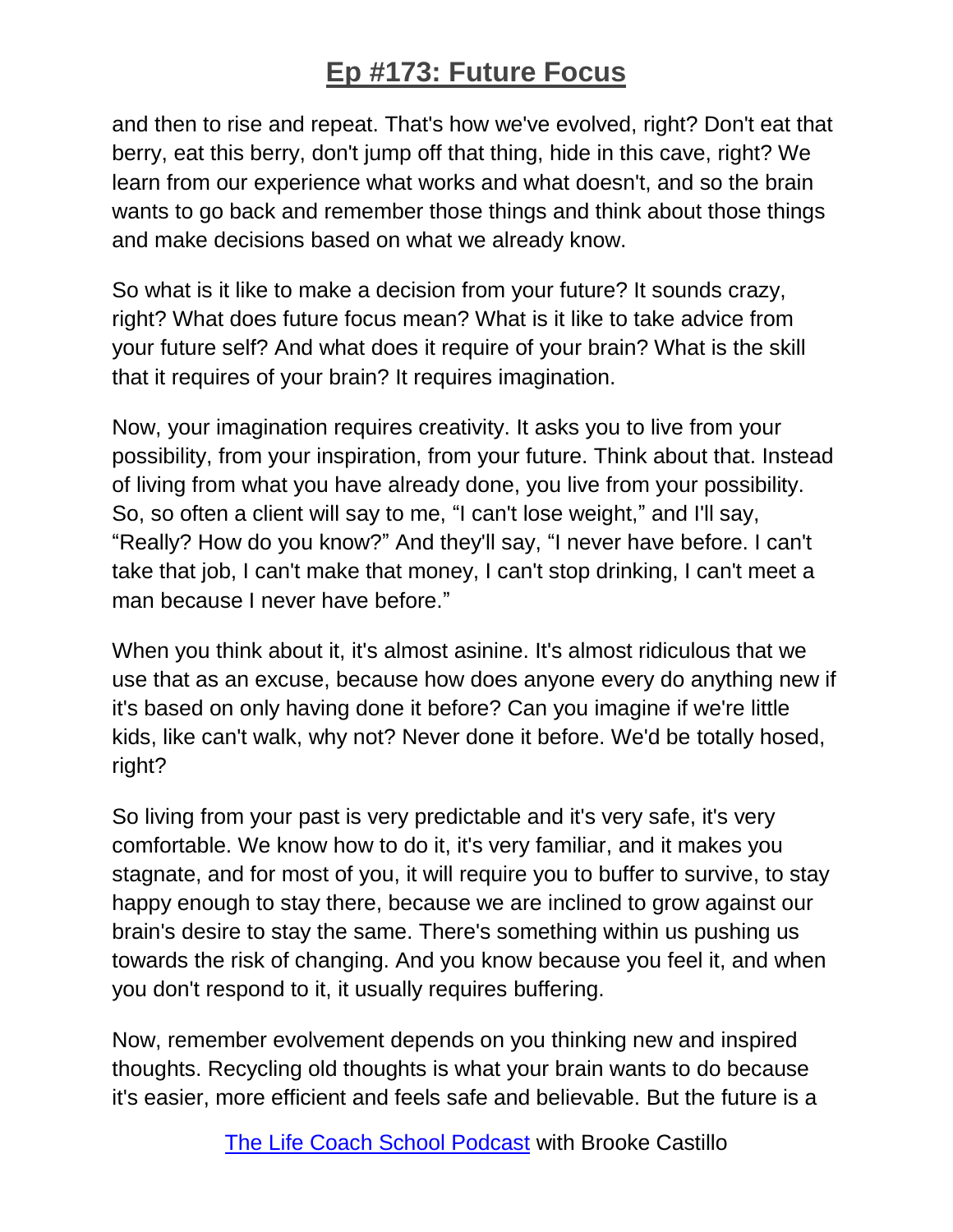and then to rise and repeat. That's how we've evolved, right? Don't eat that berry, eat this berry, don't jump off that thing, hide in this cave, right? We learn from our experience what works and what doesn't, and so the brain wants to go back and remember those things and think about those things and make decisions based on what we already know.

So what is it like to make a decision from your future? It sounds crazy, right? What does future focus mean? What is it like to take advice from your future self? And what does it require of your brain? What is the skill that it requires of your brain? It requires imagination.

Now, your imagination requires creativity. It asks you to live from your possibility, from your inspiration, from your future. Think about that. Instead of living from what you have already done, you live from your possibility. So, so often a client will say to me, "I can't lose weight," and I'll say, "Really? How do you know?" And they'll say, "I never have before. I can't take that job, I can't make that money, I can't stop drinking, I can't meet a man because I never have before."

When you think about it, it's almost asinine. It's almost ridiculous that we use that as an excuse, because how does anyone every do anything new if it's based on only having done it before? Can you imagine if we're little kids, like can't walk, why not? Never done it before. We'd be totally hosed, right?

So living from your past is very predictable and it's very safe, it's very comfortable. We know how to do it, it's very familiar, and it makes you stagnate, and for most of you, it will require you to buffer to survive, to stay happy enough to stay there, because we are inclined to grow against our brain's desire to stay the same. There's something within us pushing us towards the risk of changing. And you know because you feel it, and when you don't respond to it, it usually requires buffering.

Now, remember evolvement depends on you thinking new and inspired thoughts. Recycling old thoughts is what your brain wants to do because it's easier, more efficient and feels safe and believable. But the future is a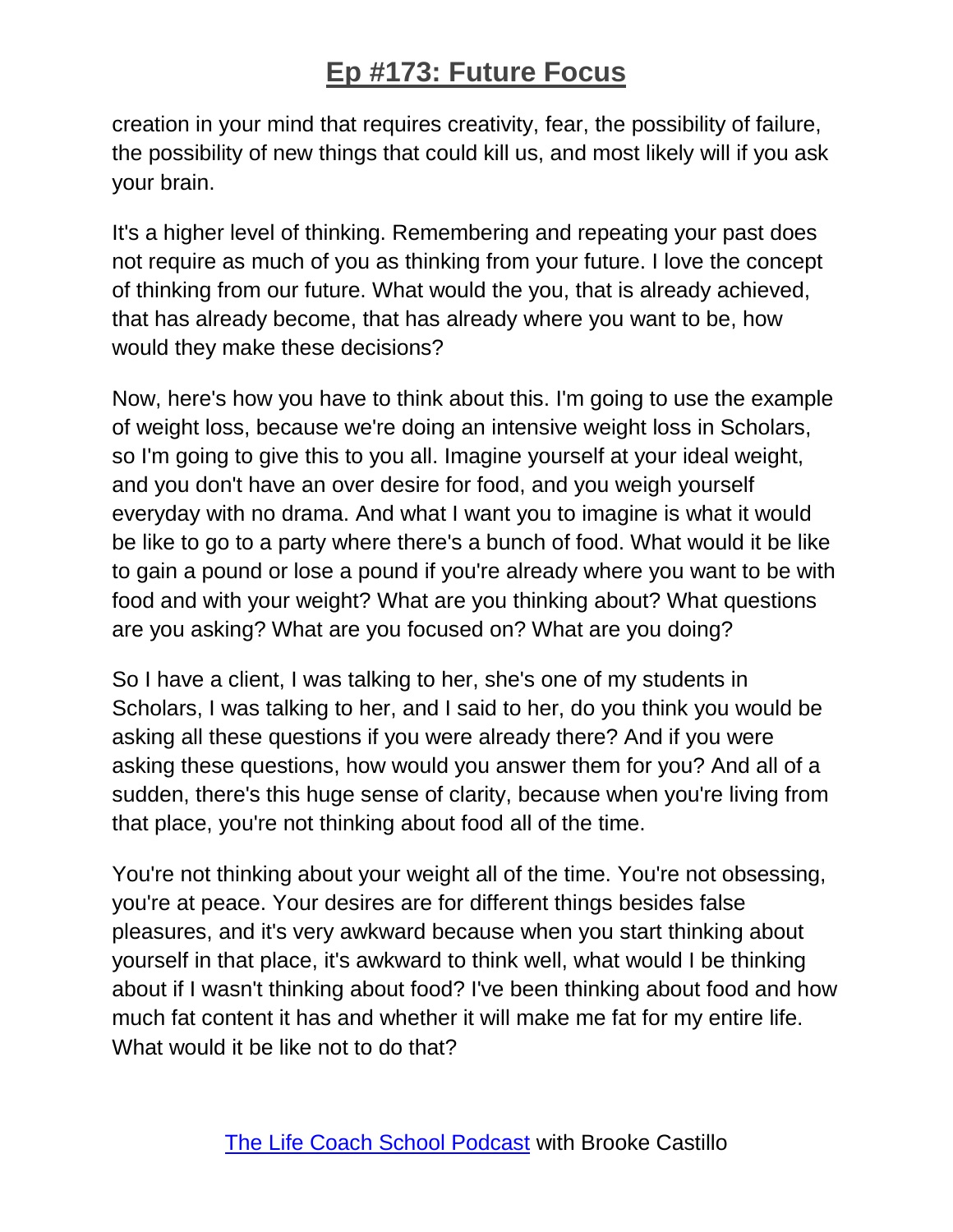creation in your mind that requires creativity, fear, the possibility of failure, the possibility of new things that could kill us, and most likely will if you ask your brain.

It's a higher level of thinking. Remembering and repeating your past does not require as much of you as thinking from your future. I love the concept of thinking from our future. What would the you, that is already achieved, that has already become, that has already where you want to be, how would they make these decisions?

Now, here's how you have to think about this. I'm going to use the example of weight loss, because we're doing an intensive weight loss in Scholars, so I'm going to give this to you all. Imagine yourself at your ideal weight, and you don't have an over desire for food, and you weigh yourself everyday with no drama. And what I want you to imagine is what it would be like to go to a party where there's a bunch of food. What would it be like to gain a pound or lose a pound if you're already where you want to be with food and with your weight? What are you thinking about? What questions are you asking? What are you focused on? What are you doing?

So I have a client, I was talking to her, she's one of my students in Scholars, I was talking to her, and I said to her, do you think you would be asking all these questions if you were already there? And if you were asking these questions, how would you answer them for you? And all of a sudden, there's this huge sense of clarity, because when you're living from that place, you're not thinking about food all of the time.

You're not thinking about your weight all of the time. You're not obsessing, you're at peace. Your desires are for different things besides false pleasures, and it's very awkward because when you start thinking about yourself in that place, it's awkward to think well, what would I be thinking about if I wasn't thinking about food? I've been thinking about food and how much fat content it has and whether it will make me fat for my entire life. What would it be like not to do that?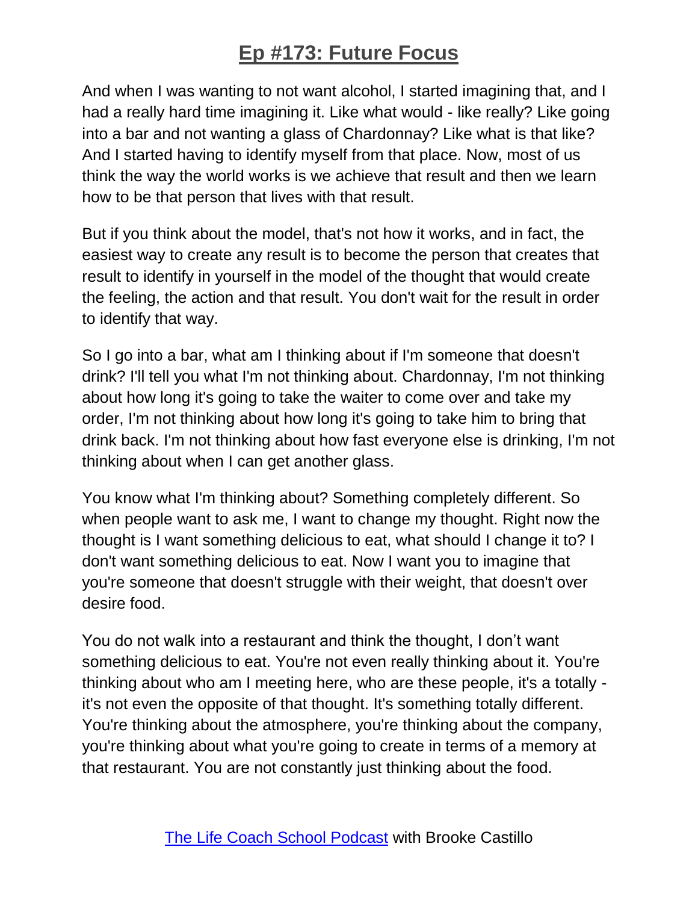And when I was wanting to not want alcohol, I started imagining that, and I had a really hard time imagining it. Like what would - like really? Like going into a bar and not wanting a glass of Chardonnay? Like what is that like? And I started having to identify myself from that place. Now, most of us think the way the world works is we achieve that result and then we learn how to be that person that lives with that result.

But if you think about the model, that's not how it works, and in fact, the easiest way to create any result is to become the person that creates that result to identify in yourself in the model of the thought that would create the feeling, the action and that result. You don't wait for the result in order to identify that way.

So I go into a bar, what am I thinking about if I'm someone that doesn't drink? I'll tell you what I'm not thinking about. Chardonnay, I'm not thinking about how long it's going to take the waiter to come over and take my order, I'm not thinking about how long it's going to take him to bring that drink back. I'm not thinking about how fast everyone else is drinking, I'm not thinking about when I can get another glass.

You know what I'm thinking about? Something completely different. So when people want to ask me, I want to change my thought. Right now the thought is I want something delicious to eat, what should I change it to? I don't want something delicious to eat. Now I want you to imagine that you're someone that doesn't struggle with their weight, that doesn't over desire food.

You do not walk into a restaurant and think the thought, I don't want something delicious to eat. You're not even really thinking about it. You're thinking about who am I meeting here, who are these people, it's a totally - it's not even the opposite of that thought. It's something totally different. You're thinking about the atmosphere, you're thinking about the company, you're thinking about what you're going to create in terms of a memory at that restaurant. You are not constantly just thinking about the food.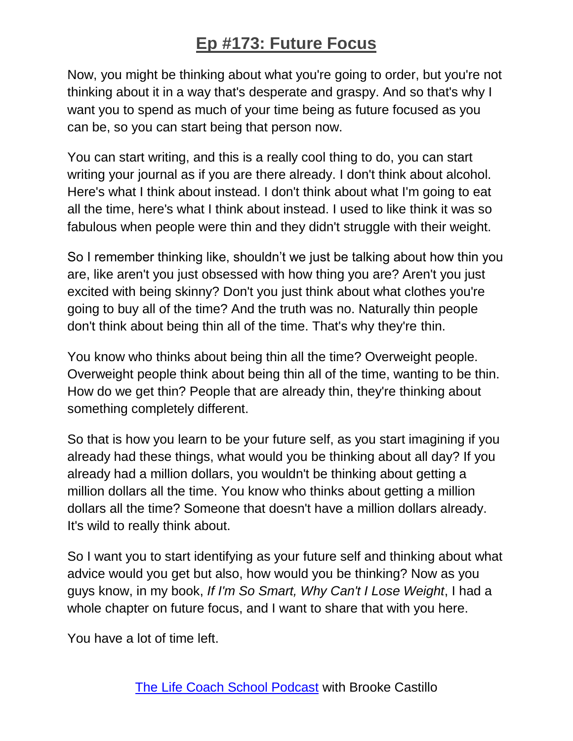Now, you might be thinking about what you're going to order, but you're not thinking about it in a way that's desperate and graspy. And so that's why I want you to spend as much of your time being as future focused as you can be, so you can start being that person now.

You can start writing, and this is a really cool thing to do, you can start writing your journal as if you are there already. I don't think about alcohol. Here's what I think about instead. I don't think about what I'm going to eat all the time, here's what I think about instead. I used to like think it was so fabulous when people were thin and they didn't struggle with their weight.

So I remember thinking like, shouldn't we just be talking about how thin you are, like aren't you just obsessed with how thing you are? Aren't you just excited with being skinny? Don't you just think about what clothes you're going to buy all of the time? And the truth was no. Naturally thin people don't think about being thin all of the time. That's why they're thin.

You know who thinks about being thin all the time? Overweight people. Overweight people think about being thin all of the time, wanting to be thin. How do we get thin? People that are already thin, they're thinking about something completely different.

So that is how you learn to be your future self, as you start imagining if you already had these things, what would you be thinking about all day? If you already had a million dollars, you wouldn't be thinking about getting a million dollars all the time. You know who thinks about getting a million dollars all the time? Someone that doesn't have a million dollars already. It's wild to really think about.

So I want you to start identifying as your future self and thinking about what advice would you get but also, how would you be thinking? Now as you guys know, in my book, *If I'm So Smart, Why Can't I Lose Weight*, I had a whole chapter on future focus, and I want to share that with you here.

You have a lot of time left.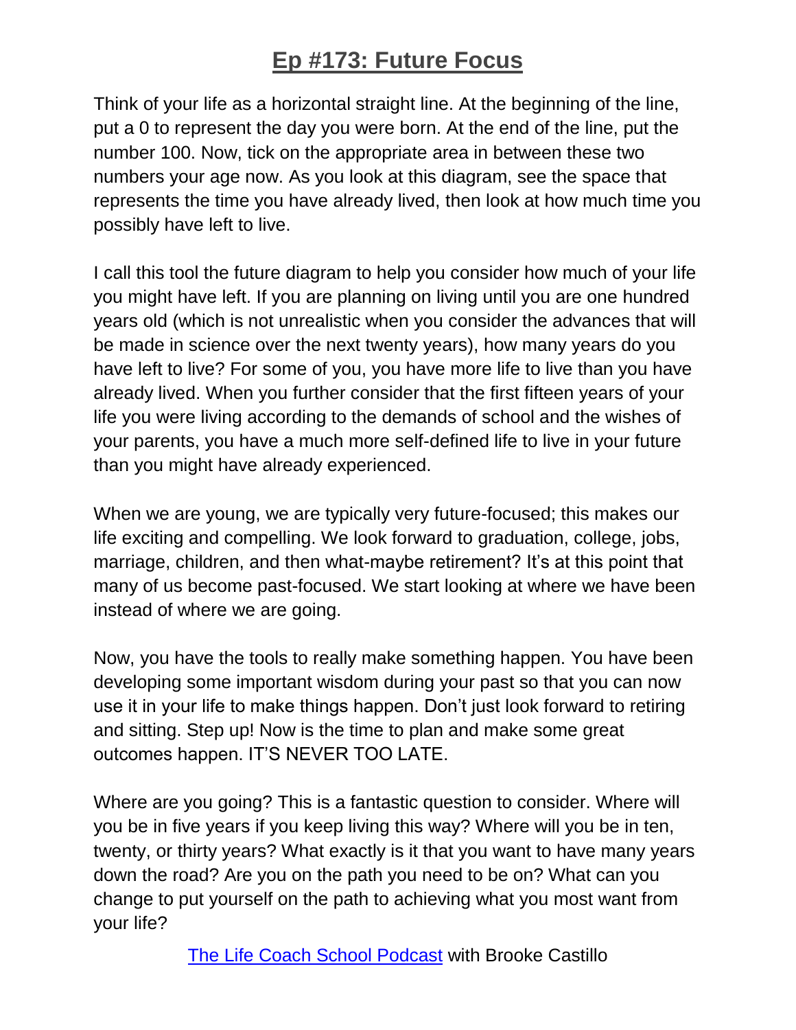Think of your life as a horizontal straight line. At the beginning of the line, put a 0 to represent the day you were born. At the end of the line, put the number 100. Now, tick on the appropriate area in between these two numbers your age now. As you look at this diagram, see the space that represents the time you have already lived, then look at how much time you possibly have left to live.

I call this tool the future diagram to help you consider how much of your life you might have left. If you are planning on living until you are one hundred years old (which is not unrealistic when you consider the advances that will be made in science over the next twenty years), how many years do you have left to live? For some of you, you have more life to live than you have already lived. When you further consider that the first fifteen years of your life you were living according to the demands of school and the wishes of your parents, you have a much more self-defined life to live in your future than you might have already experienced.

When we are young, we are typically very future-focused; this makes our life exciting and compelling. We look forward to graduation, college, jobs, marriage, children, and then what-maybe retirement? It's at this point that many of us become past-focused. We start looking at where we have been instead of where we are going.

Now, you have the tools to really make something happen. You have been developing some important wisdom during your past so that you can now use it in your life to make things happen. Don't just look forward to retiring and sitting. Step up! Now is the time to plan and make some great outcomes happen. IT'S NEVER TOO LATE.

Where are you going? This is a fantastic question to consider. Where will you be in five years if you keep living this way? Where will you be in ten, twenty, or thirty years? What exactly is it that you want to have many years down the road? Are you on the path you need to be on? What can you change to put yourself on the path to achieving what you most want from your life?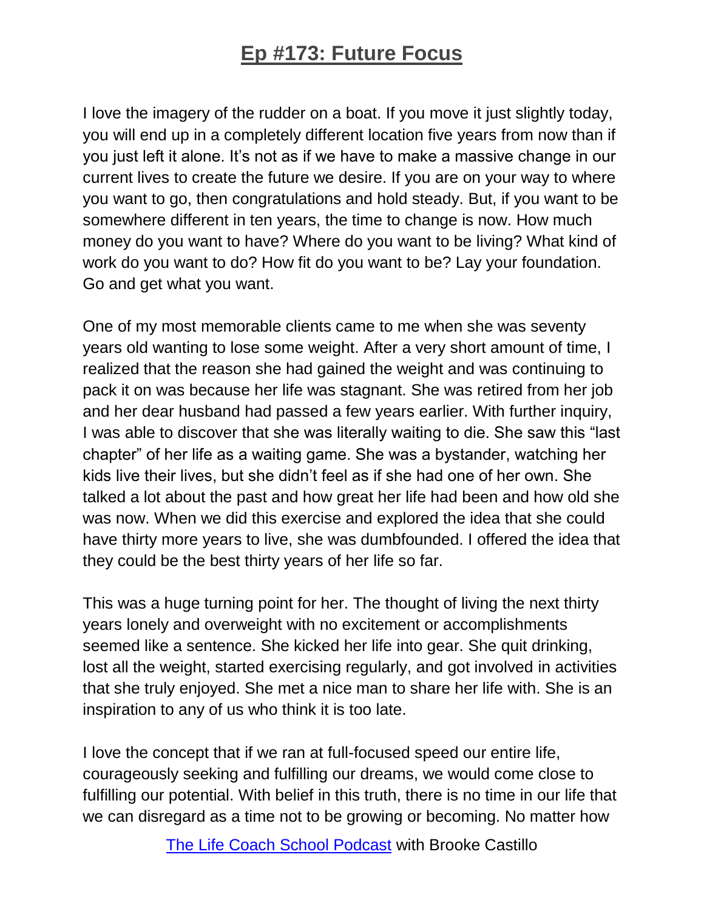I love the imagery of the rudder on a boat. If you move it just slightly today, you will end up in a completely different location five years from now than if you just left it alone. It's not as if we have to make a massive change in our current lives to create the future we desire. If you are on your way to where you want to go, then congratulations and hold steady. But, if you want to be somewhere different in ten years, the time to change is now. How much money do you want to have? Where do you want to be living? What kind of work do you want to do? How fit do you want to be? Lay your foundation. Go and get what you want.

One of my most memorable clients came to me when she was seventy years old wanting to lose some weight. After a very short amount of time, I realized that the reason she had gained the weight and was continuing to pack it on was because her life was stagnant. She was retired from her job and her dear husband had passed a few years earlier. With further inquiry, I was able to discover that she was literally waiting to die. She saw this "last chapter" of her life as a waiting game. She was a bystander, watching her kids live their lives, but she didn't feel as if she had one of her own. She talked a lot about the past and how great her life had been and how old she was now. When we did this exercise and explored the idea that she could have thirty more years to live, she was dumbfounded. I offered the idea that they could be the best thirty years of her life so far.

This was a huge turning point for her. The thought of living the next thirty years lonely and overweight with no excitement or accomplishments seemed like a sentence. She kicked her life into gear. She quit drinking, lost all the weight, started exercising regularly, and got involved in activities that she truly enjoyed. She met a nice man to share her life with. She is an inspiration to any of us who think it is too late.

I love the concept that if we ran at full-focused speed our entire life, courageously seeking and fulfilling our dreams, we would come close to fulfilling our potential. With belief in this truth, there is no time in our life that we can disregard as a time not to be growing or becoming. No matter how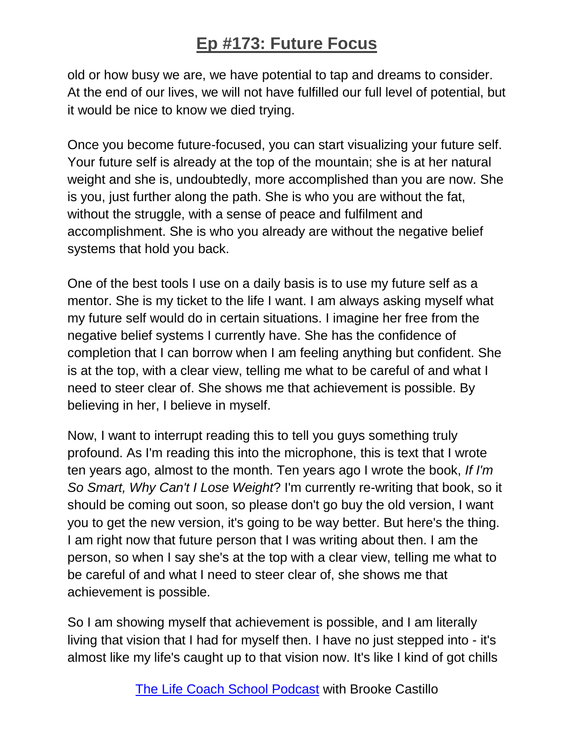old or how busy we are, we have potential to tap and dreams to consider. At the end of our lives, we will not have fulfilled our full level of potential, but it would be nice to know we died trying.

Once you become future-focused, you can start visualizing your future self. Your future self is already at the top of the mountain; she is at her natural weight and she is, undoubtedly, more accomplished than you are now. She is you, just further along the path. She is who you are without the fat, without the struggle, with a sense of peace and fulfilment and accomplishment. She is who you already are without the negative belief systems that hold you back.

One of the best tools I use on a daily basis is to use my future self as a mentor. She is my ticket to the life I want. I am always asking myself what my future self would do in certain situations. I imagine her free from the negative belief systems I currently have. She has the confidence of completion that I can borrow when I am feeling anything but confident. She is at the top, with a clear view, telling me what to be careful of and what I need to steer clear of. She shows me that achievement is possible. By believing in her, I believe in myself.

Now, I want to interrupt reading this to tell you guys something truly profound. As I'm reading this into the microphone, this is text that I wrote ten years ago, almost to the month. Ten years ago I wrote the book, *If I'm So Smart, Why Can't I Lose Weight*? I'm currently re-writing that book, so it should be coming out soon, so please don't go buy the old version, I want you to get the new version, it's going to be way better. But here's the thing. I am right now that future person that I was writing about then. I am the person, so when I say she's at the top with a clear view, telling me what to be careful of and what I need to steer clear of, she shows me that achievement is possible.

So I am showing myself that achievement is possible, and I am literally living that vision that I had for myself then. I have no just stepped into - it's almost like my life's caught up to that vision now. It's like I kind of got chills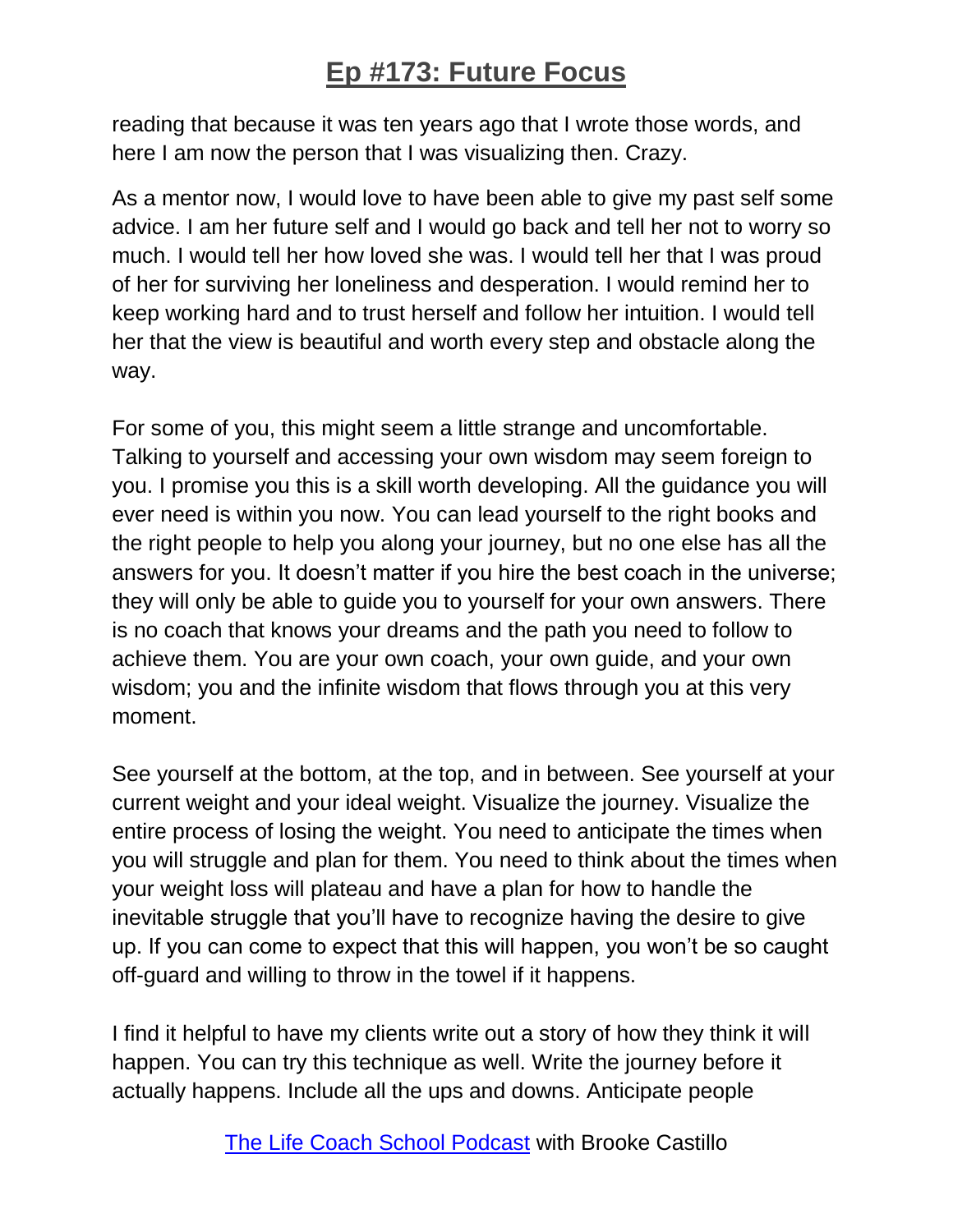reading that because it was ten years ago that I wrote those words, and here I am now the person that I was visualizing then. Crazy.

As a mentor now, I would love to have been able to give my past self some advice. I am her future self and I would go back and tell her not to worry so much. I would tell her how loved she was. I would tell her that I was proud of her for surviving her loneliness and desperation. I would remind her to keep working hard and to trust herself and follow her intuition. I would tell her that the view is beautiful and worth every step and obstacle along the way.

For some of you, this might seem a little strange and uncomfortable. Talking to yourself and accessing your own wisdom may seem foreign to you. I promise you this is a skill worth developing. All the guidance you will ever need is within you now. You can lead yourself to the right books and the right people to help you along your journey, but no one else has all the answers for you. It doesn't matter if you hire the best coach in the universe; they will only be able to guide you to yourself for your own answers. There is no coach that knows your dreams and the path you need to follow to achieve them. You are your own coach, your own guide, and your own wisdom; you and the infinite wisdom that flows through you at this very moment.

See yourself at the bottom, at the top, and in between. See yourself at your current weight and your ideal weight. Visualize the journey. Visualize the entire process of losing the weight. You need to anticipate the times when you will struggle and plan for them. You need to think about the times when your weight loss will plateau and have a plan for how to handle the inevitable struggle that you'll have to recognize having the desire to give up. If you can come to expect that this will happen, you won't be so caught off-guard and willing to throw in the towel if it happens.

I find it helpful to have my clients write out a story of how they think it will happen. You can try this technique as well. Write the journey before it actually happens. Include all the ups and downs. Anticipate people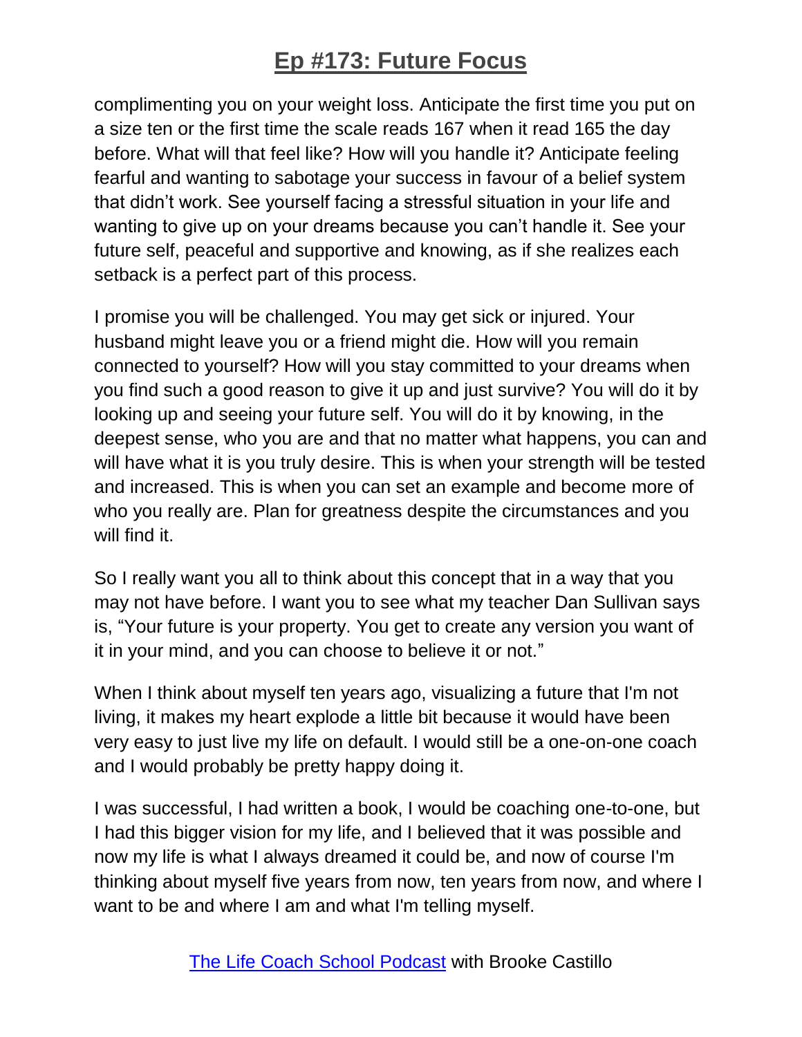complimenting you on your weight loss. Anticipate the first time you put on a size ten or the first time the scale reads 167 when it read 165 the day before. What will that feel like? How will you handle it? Anticipate feeling fearful and wanting to sabotage your success in favour of a belief system that didn't work. See yourself facing a stressful situation in your life and wanting to give up on your dreams because you can't handle it. See your future self, peaceful and supportive and knowing, as if she realizes each setback is a perfect part of this process.

I promise you will be challenged. You may get sick or injured. Your husband might leave you or a friend might die. How will you remain connected to yourself? How will you stay committed to your dreams when you find such a good reason to give it up and just survive? You will do it by looking up and seeing your future self. You will do it by knowing, in the deepest sense, who you are and that no matter what happens, you can and will have what it is you truly desire. This is when your strength will be tested and increased. This is when you can set an example and become more of who you really are. Plan for greatness despite the circumstances and you will find it.

So I really want you all to think about this concept that in a way that you may not have before. I want you to see what my teacher Dan Sullivan says is, "Your future is your property. You get to create any version you want of it in your mind, and you can choose to believe it or not."

When I think about myself ten years ago, visualizing a future that I'm not living, it makes my heart explode a little bit because it would have been very easy to just live my life on default. I would still be a one-on-one coach and I would probably be pretty happy doing it.

I was successful, I had written a book, I would be coaching one-to-one, but I had this bigger vision for my life, and I believed that it was possible and now my life is what I always dreamed it could be, and now of course I'm thinking about myself five years from now, ten years from now, and where I want to be and where I am and what I'm telling myself.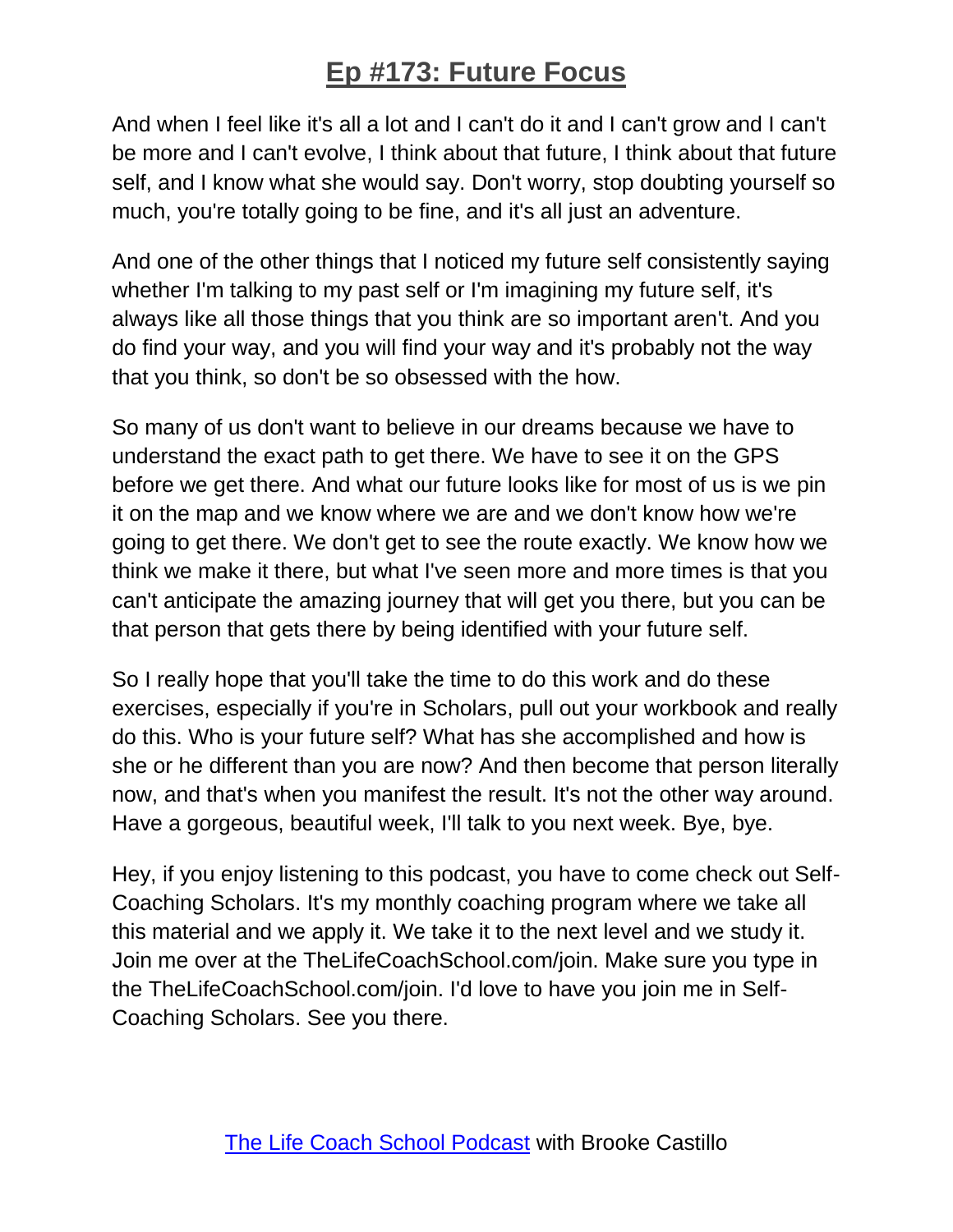And when I feel like it's all a lot and I can't do it and I can't grow and I can't be more and I can't evolve, I think about that future, I think about that future self, and I know what she would say. Don't worry, stop doubting yourself so much, you're totally going to be fine, and it's all just an adventure.

And one of the other things that I noticed my future self consistently saying whether I'm talking to my past self or I'm imagining my future self, it's always like all those things that you think are so important aren't. And you do find your way, and you will find your way and it's probably not the way that you think, so don't be so obsessed with the how.

So many of us don't want to believe in our dreams because we have to understand the exact path to get there. We have to see it on the GPS before we get there. And what our future looks like for most of us is we pin it on the map and we know where we are and we don't know how we're going to get there. We don't get to see the route exactly. We know how we think we make it there, but what I've seen more and more times is that you can't anticipate the amazing journey that will get you there, but you can be that person that gets there by being identified with your future self.

So I really hope that you'll take the time to do this work and do these exercises, especially if you're in Scholars, pull out your workbook and really do this. Who is your future self? What has she accomplished and how is she or he different than you are now? And then become that person literally now, and that's when you manifest the result. It's not the other way around. Have a gorgeous, beautiful week, I'll talk to you next week. Bye, bye.

Hey, if you enjoy listening to this podcast, you have to come check out Self-Coaching Scholars. It's my monthly coaching program where we take all this material and we apply it. We take it to the next level and we study it. Join me over at the TheLifeCoachSchool.com/join. Make sure you type in the TheLifeCoachSchool.com/join. I'd love to have you join me in Self-Coaching Scholars. See you there.